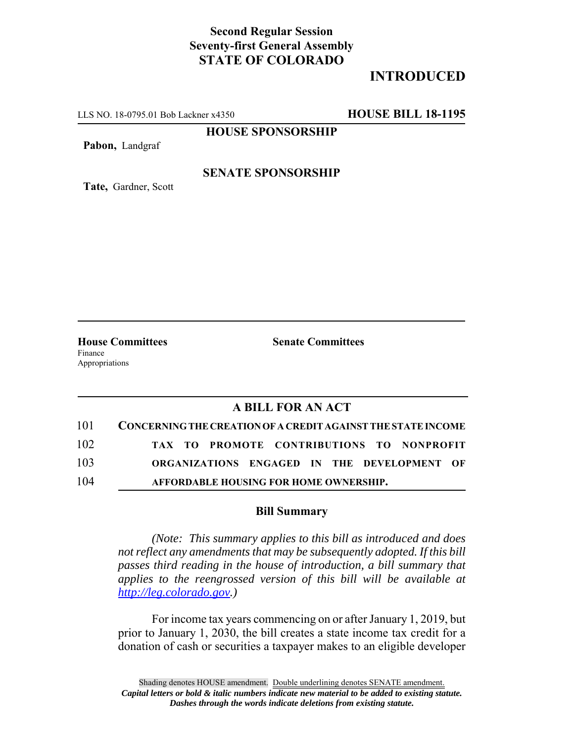**Second Regular Session**
**Seventy-first General Assembly**
**STATE OF COLORADO**

# INTRODUCED

LLS NO. 18-0795.01 Bob Lackner x4350 **HOUSE BILL 18-1195**

**HOUSE SPONSORSHIP**

**Pabon,** Landgraf

**SENATE SPONSORSHIP**

**Tate,** Gardner, Scott

**House Committees**
Finance
Appropriations

**Senate Committees**

## A BILL FOR AN ACT

101 **CONCERNING THE CREATION OF A CREDIT AGAINST THE STATE INCOME**
102 **TAX TO PROMOTE CONTRIBUTIONS TO NONPROFIT**
103 **ORGANIZATIONS ENGAGED IN THE DEVELOPMENT OF**
104 **AFFORDABLE HOUSING FOR HOME OWNERSHIP.**

### Bill Summary

*(Note: This summary applies to this bill as introduced and does not reflect any amendments that may be subsequently adopted. If this bill passes third reading in the house of introduction, a bill summary that applies to the reengrossed version of this bill will be available at http://leg.colorado.gov.)*

For income tax years commencing on or after January 1, 2019, but prior to January 1, 2030, the bill creates a state income tax credit for a donation of cash or securities a taxpayer makes to an eligible developer

Shading denotes HOUSE amendment. Double underlining denotes SENATE amendment.
*Capital letters or bold & italic numbers indicate new material to be added to existing statute.*
*Dashes through the words indicate deletions from existing statute.*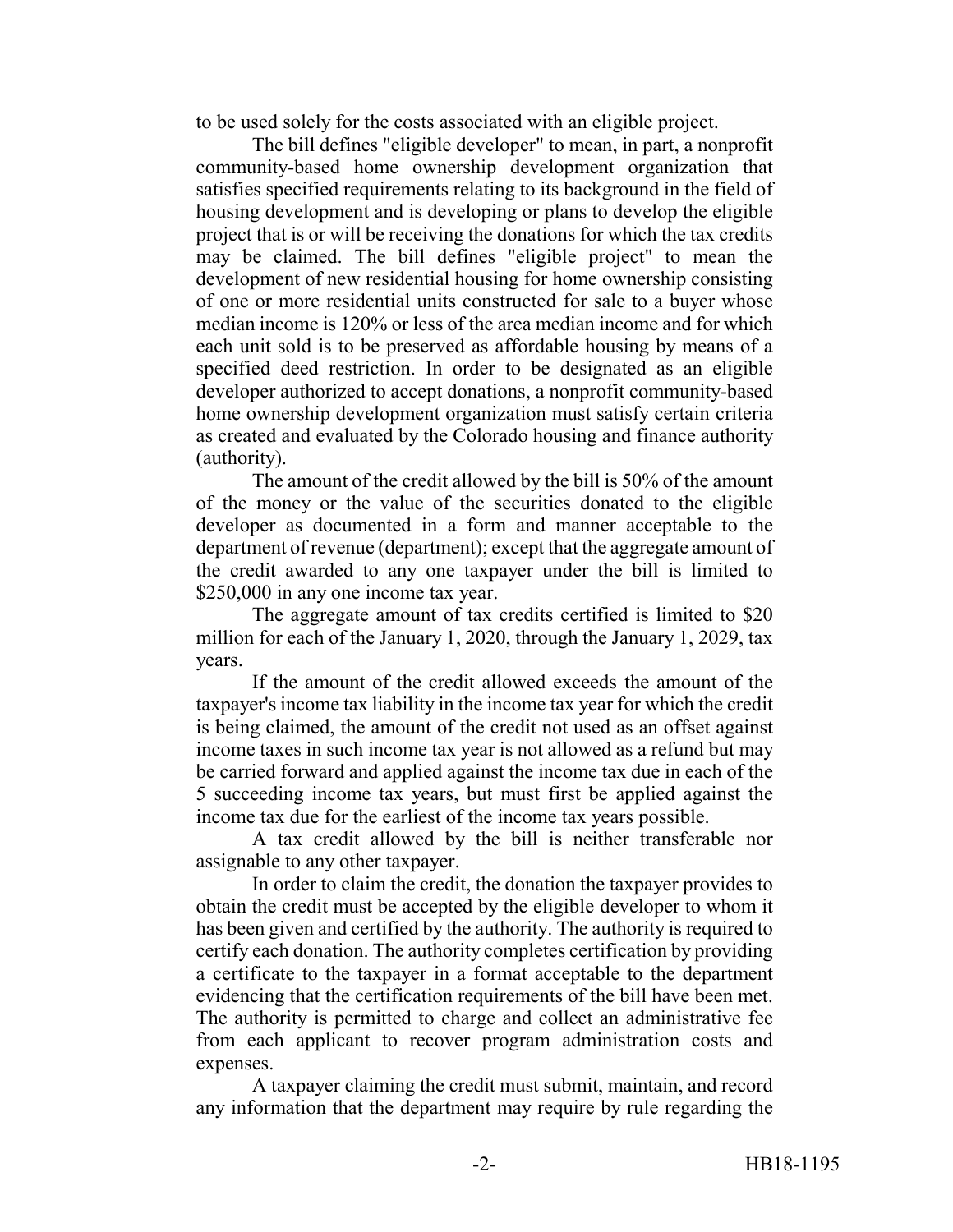to be used solely for the costs associated with an eligible project.

The bill defines "eligible developer" to mean, in part, a nonprofit community-based home ownership development organization that satisfies specified requirements relating to its background in the field of housing development and is developing or plans to develop the eligible project that is or will be receiving the donations for which the tax credits may be claimed. The bill defines "eligible project" to mean the development of new residential housing for home ownership consisting of one or more residential units constructed for sale to a buyer whose median income is 120% or less of the area median income and for which each unit sold is to be preserved as affordable housing by means of a specified deed restriction. In order to be designated as an eligible developer authorized to accept donations, a nonprofit community-based home ownership development organization must satisfy certain criteria as created and evaluated by the Colorado housing and finance authority (authority).

The amount of the credit allowed by the bill is 50% of the amount of the money or the value of the securities donated to the eligible developer as documented in a form and manner acceptable to the department of revenue (department); except that the aggregate amount of the credit awarded to any one taxpayer under the bill is limited to $250,000 in any one income tax year.

The aggregate amount of tax credits certified is limited to $20 million for each of the January 1, 2020, through the January 1, 2029, tax years.

If the amount of the credit allowed exceeds the amount of the taxpayer's income tax liability in the income tax year for which the credit is being claimed, the amount of the credit not used as an offset against income taxes in such income tax year is not allowed as a refund but may be carried forward and applied against the income tax due in each of the 5 succeeding income tax years, but must first be applied against the income tax due for the earliest of the income tax years possible.

A tax credit allowed by the bill is neither transferable nor assignable to any other taxpayer.

In order to claim the credit, the donation the taxpayer provides to obtain the credit must be accepted by the eligible developer to whom it has been given and certified by the authority. The authority is required to certify each donation. The authority completes certification by providing a certificate to the taxpayer in a format acceptable to the department evidencing that the certification requirements of the bill have been met. The authority is permitted to charge and collect an administrative fee from each applicant to recover program administration costs and expenses.

A taxpayer claiming the credit must submit, maintain, and record any information that the department may require by rule regarding the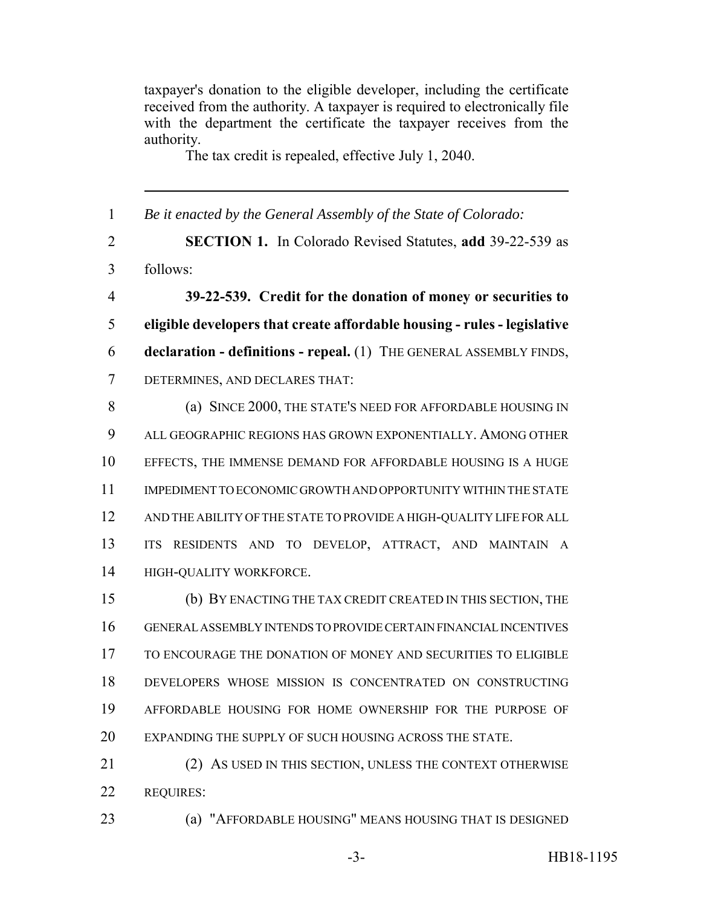taxpayer's donation to the eligible developer, including the certificate received from the authority. A taxpayer is required to electronically file with the department the certificate the taxpayer receives from the authority.

The tax credit is repealed, effective July 1, 2040.

---

*Be it enacted by the General Assembly of the State of Colorado:*

**SECTION 1.** In Colorado Revised Statutes, **add** 39-22-539 as follows:

**39-22-539. Credit for the donation of money or securities to eligible developers that create affordable housing - rules - legislative declaration - definitions - repeal.** (1) THE GENERAL ASSEMBLY FINDS, DETERMINES, AND DECLARES THAT:

(a) SINCE 2000, THE STATE'S NEED FOR AFFORDABLE HOUSING IN ALL GEOGRAPHIC REGIONS HAS GROWN EXPONENTIALLY. AMONG OTHER EFFECTS, THE IMMENSE DEMAND FOR AFFORDABLE HOUSING IS A HUGE IMPEDIMENT TO ECONOMIC GROWTH AND OPPORTUNITY WITHIN THE STATE AND THE ABILITY OF THE STATE TO PROVIDE A HIGH-QUALITY LIFE FOR ALL ITS RESIDENTS AND TO DEVELOP, ATTRACT, AND MAINTAIN A HIGH-QUALITY WORKFORCE.

(b) BY ENACTING THE TAX CREDIT CREATED IN THIS SECTION, THE GENERAL ASSEMBLY INTENDS TO PROVIDE CERTAIN FINANCIAL INCENTIVES TO ENCOURAGE THE DONATION OF MONEY AND SECURITIES TO ELIGIBLE DEVELOPERS WHOSE MISSION IS CONCENTRATED ON CONSTRUCTING AFFORDABLE HOUSING FOR HOME OWNERSHIP FOR THE PURPOSE OF EXPANDING THE SUPPLY OF SUCH HOUSING ACROSS THE STATE.

(2) AS USED IN THIS SECTION, UNLESS THE CONTEXT OTHERWISE REQUIRES:

(a) "AFFORDABLE HOUSING" MEANS HOUSING THAT IS DESIGNED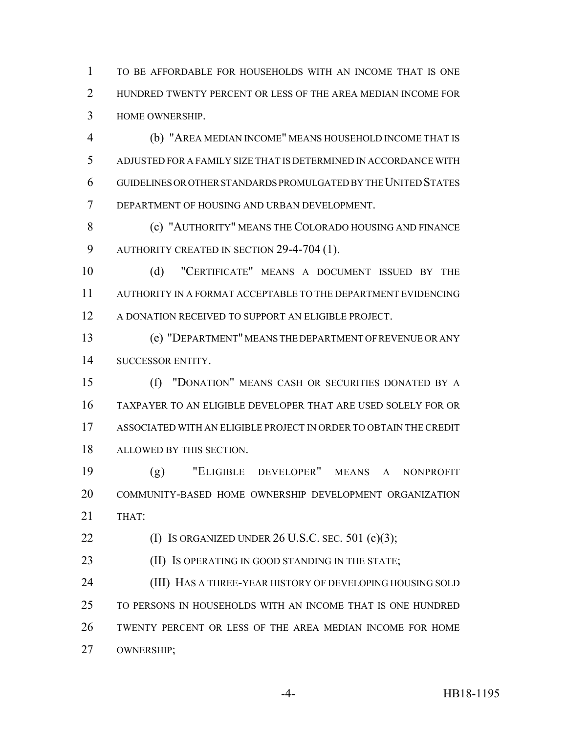TO BE AFFORDABLE FOR HOUSEHOLDS WITH AN INCOME THAT IS ONE HUNDRED TWENTY PERCENT OR LESS OF THE AREA MEDIAN INCOME FOR HOME OWNERSHIP.

(b) "AREA MEDIAN INCOME" MEANS HOUSEHOLD INCOME THAT IS ADJUSTED FOR A FAMILY SIZE THAT IS DETERMINED IN ACCORDANCE WITH GUIDELINES OR OTHER STANDARDS PROMULGATED BY THE UNITED STATES DEPARTMENT OF HOUSING AND URBAN DEVELOPMENT.

(c) "AUTHORITY" MEANS THE COLORADO HOUSING AND FINANCE AUTHORITY CREATED IN SECTION 29-4-704 (1).

(d) "CERTIFICATE" MEANS A DOCUMENT ISSUED BY THE AUTHORITY IN A FORMAT ACCEPTABLE TO THE DEPARTMENT EVIDENCING A DONATION RECEIVED TO SUPPORT AN ELIGIBLE PROJECT.

(e) "DEPARTMENT" MEANS THE DEPARTMENT OF REVENUE OR ANY SUCCESSOR ENTITY.

(f) "DONATION" MEANS CASH OR SECURITIES DONATED BY A TAXPAYER TO AN ELIGIBLE DEVELOPER THAT ARE USED SOLELY FOR OR ASSOCIATED WITH AN ELIGIBLE PROJECT IN ORDER TO OBTAIN THE CREDIT ALLOWED BY THIS SECTION.

(g) "ELIGIBLE DEVELOPER" MEANS A NONPROFIT COMMUNITY-BASED HOME OWNERSHIP DEVELOPMENT ORGANIZATION THAT:

(I) IS ORGANIZED UNDER 26 U.S.C. SEC. 501 (c)(3);

(II) IS OPERATING IN GOOD STANDING IN THE STATE;

(III) HAS A THREE-YEAR HISTORY OF DEVELOPING HOUSING SOLD TO PERSONS IN HOUSEHOLDS WITH AN INCOME THAT IS ONE HUNDRED TWENTY PERCENT OR LESS OF THE AREA MEDIAN INCOME FOR HOME OWNERSHIP;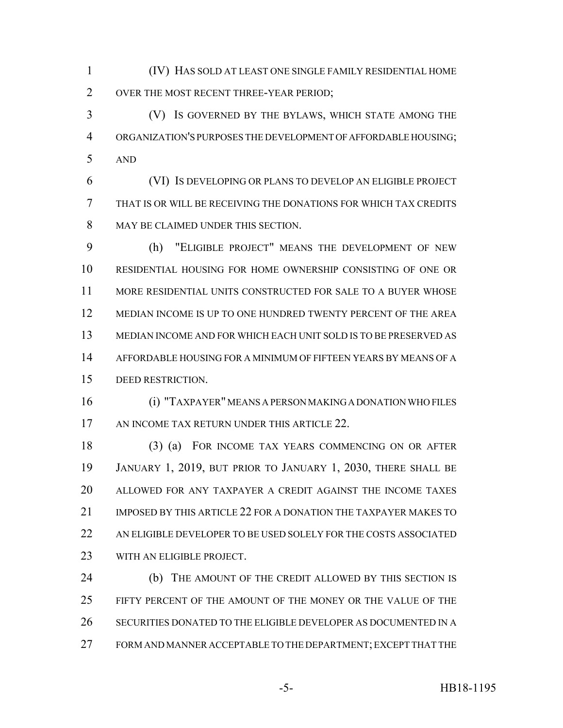(IV) HAS SOLD AT LEAST ONE SINGLE FAMILY RESIDENTIAL HOME OVER THE MOST RECENT THREE-YEAR PERIOD;

(V) IS GOVERNED BY THE BYLAWS, WHICH STATE AMONG THE ORGANIZATION'S PURPOSES THE DEVELOPMENT OF AFFORDABLE HOUSING; AND

(VI) IS DEVELOPING OR PLANS TO DEVELOP AN ELIGIBLE PROJECT THAT IS OR WILL BE RECEIVING THE DONATIONS FOR WHICH TAX CREDITS MAY BE CLAIMED UNDER THIS SECTION.

(h) "ELIGIBLE PROJECT" MEANS THE DEVELOPMENT OF NEW RESIDENTIAL HOUSING FOR HOME OWNERSHIP CONSISTING OF ONE OR MORE RESIDENTIAL UNITS CONSTRUCTED FOR SALE TO A BUYER WHOSE MEDIAN INCOME IS UP TO ONE HUNDRED TWENTY PERCENT OF THE AREA MEDIAN INCOME AND FOR WHICH EACH UNIT SOLD IS TO BE PRESERVED AS AFFORDABLE HOUSING FOR A MINIMUM OF FIFTEEN YEARS BY MEANS OF A DEED RESTRICTION.

(i) "TAXPAYER" MEANS A PERSON MAKING A DONATION WHO FILES AN INCOME TAX RETURN UNDER THIS ARTICLE 22.

(3) (a) FOR INCOME TAX YEARS COMMENCING ON OR AFTER JANUARY 1, 2019, BUT PRIOR TO JANUARY 1, 2030, THERE SHALL BE ALLOWED FOR ANY TAXPAYER A CREDIT AGAINST THE INCOME TAXES IMPOSED BY THIS ARTICLE 22 FOR A DONATION THE TAXPAYER MAKES TO AN ELIGIBLE DEVELOPER TO BE USED SOLELY FOR THE COSTS ASSOCIATED WITH AN ELIGIBLE PROJECT.

(b) THE AMOUNT OF THE CREDIT ALLOWED BY THIS SECTION IS FIFTY PERCENT OF THE AMOUNT OF THE MONEY OR THE VALUE OF THE SECURITIES DONATED TO THE ELIGIBLE DEVELOPER AS DOCUMENTED IN A FORM AND MANNER ACCEPTABLE TO THE DEPARTMENT; EXCEPT THAT THE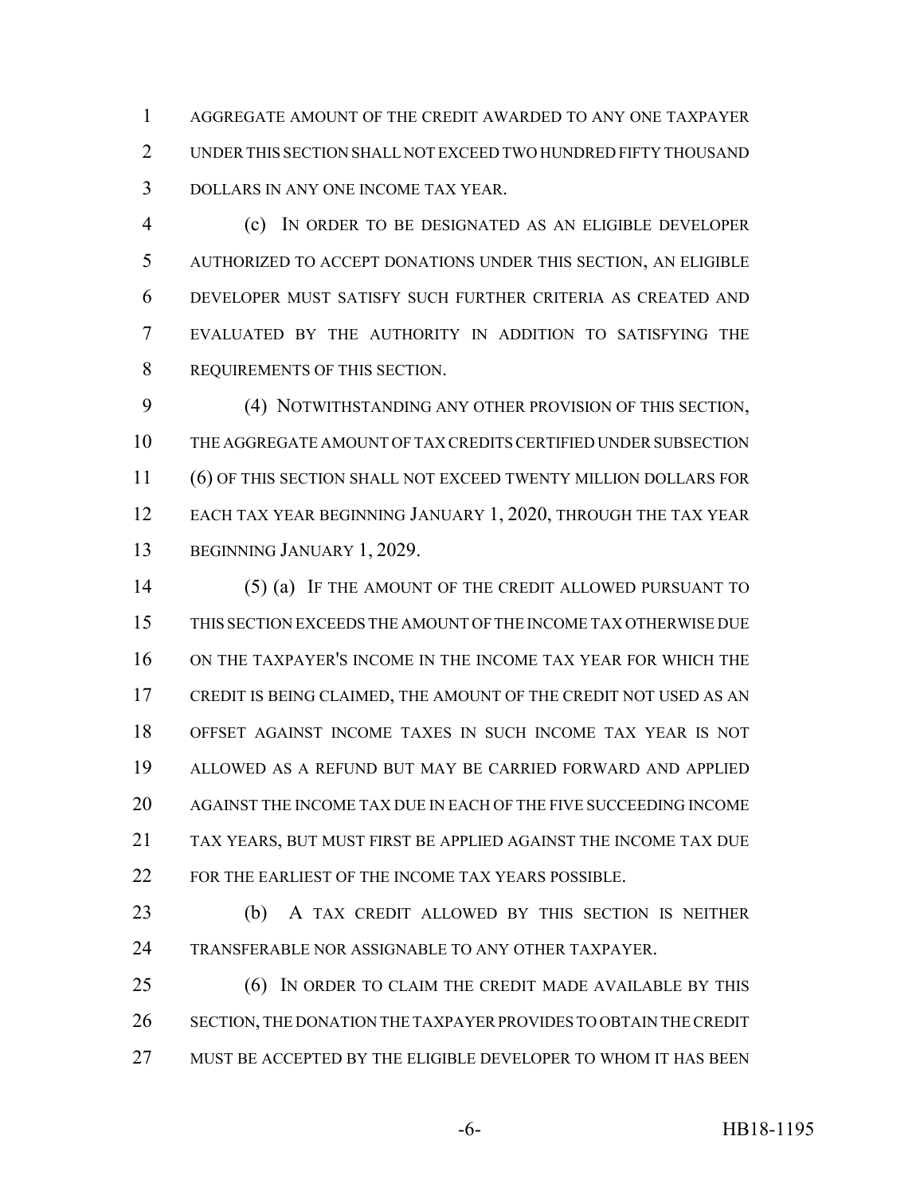AGGREGATE AMOUNT OF THE CREDIT AWARDED TO ANY ONE TAXPAYER UNDER THIS SECTION SHALL NOT EXCEED TWO HUNDRED FIFTY THOUSAND DOLLARS IN ANY ONE INCOME TAX YEAR.

(c) IN ORDER TO BE DESIGNATED AS AN ELIGIBLE DEVELOPER AUTHORIZED TO ACCEPT DONATIONS UNDER THIS SECTION, AN ELIGIBLE DEVELOPER MUST SATISFY SUCH FURTHER CRITERIA AS CREATED AND EVALUATED BY THE AUTHORITY IN ADDITION TO SATISFYING THE REQUIREMENTS OF THIS SECTION.

(4) NOTWITHSTANDING ANY OTHER PROVISION OF THIS SECTION, THE AGGREGATE AMOUNT OF TAX CREDITS CERTIFIED UNDER SUBSECTION (6) OF THIS SECTION SHALL NOT EXCEED TWENTY MILLION DOLLARS FOR EACH TAX YEAR BEGINNING JANUARY 1, 2020, THROUGH THE TAX YEAR BEGINNING JANUARY 1, 2029.

(5) (a) IF THE AMOUNT OF THE CREDIT ALLOWED PURSUANT TO THIS SECTION EXCEEDS THE AMOUNT OF THE INCOME TAX OTHERWISE DUE ON THE TAXPAYER'S INCOME IN THE INCOME TAX YEAR FOR WHICH THE CREDIT IS BEING CLAIMED, THE AMOUNT OF THE CREDIT NOT USED AS AN OFFSET AGAINST INCOME TAXES IN SUCH INCOME TAX YEAR IS NOT ALLOWED AS A REFUND BUT MAY BE CARRIED FORWARD AND APPLIED AGAINST THE INCOME TAX DUE IN EACH OF THE FIVE SUCCEEDING INCOME TAX YEARS, BUT MUST FIRST BE APPLIED AGAINST THE INCOME TAX DUE FOR THE EARLIEST OF THE INCOME TAX YEARS POSSIBLE.

(b) A TAX CREDIT ALLOWED BY THIS SECTION IS NEITHER TRANSFERABLE NOR ASSIGNABLE TO ANY OTHER TAXPAYER.

(6) IN ORDER TO CLAIM THE CREDIT MADE AVAILABLE BY THIS SECTION, THE DONATION THE TAXPAYER PROVIDES TO OBTAIN THE CREDIT MUST BE ACCEPTED BY THE ELIGIBLE DEVELOPER TO WHOM IT HAS BEEN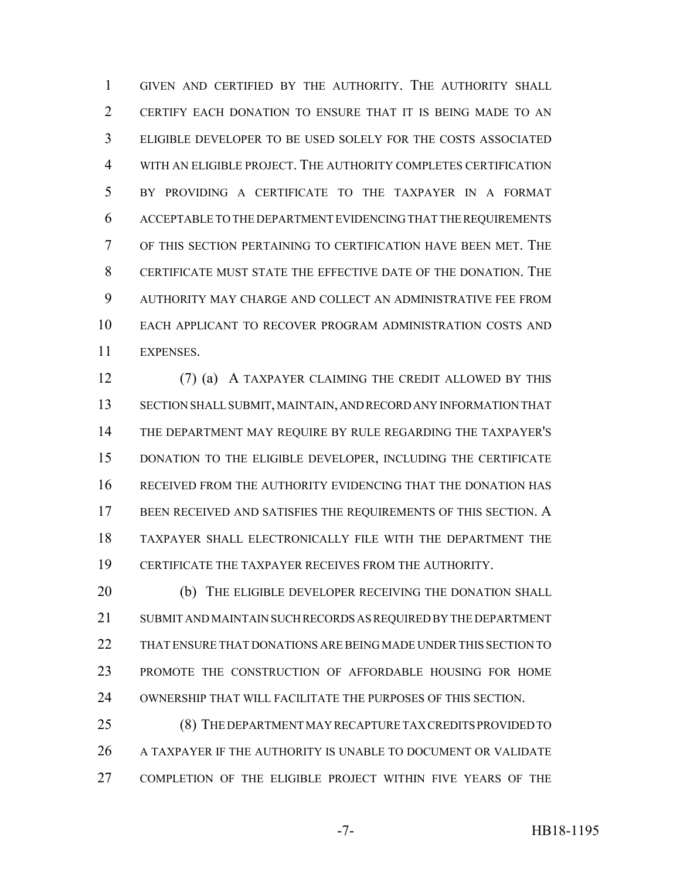GIVEN AND CERTIFIED BY THE AUTHORITY. THE AUTHORITY SHALL CERTIFY EACH DONATION TO ENSURE THAT IT IS BEING MADE TO AN ELIGIBLE DEVELOPER TO BE USED SOLELY FOR THE COSTS ASSOCIATED WITH AN ELIGIBLE PROJECT. THE AUTHORITY COMPLETES CERTIFICATION BY PROVIDING A CERTIFICATE TO THE TAXPAYER IN A FORMAT ACCEPTABLE TO THE DEPARTMENT EVIDENCING THAT THE REQUIREMENTS OF THIS SECTION PERTAINING TO CERTIFICATION HAVE BEEN MET. THE CERTIFICATE MUST STATE THE EFFECTIVE DATE OF THE DONATION. THE AUTHORITY MAY CHARGE AND COLLECT AN ADMINISTRATIVE FEE FROM EACH APPLICANT TO RECOVER PROGRAM ADMINISTRATION COSTS AND EXPENSES.

(7) (a) A TAXPAYER CLAIMING THE CREDIT ALLOWED BY THIS SECTION SHALL SUBMIT, MAINTAIN, AND RECORD ANY INFORMATION THAT THE DEPARTMENT MAY REQUIRE BY RULE REGARDING THE TAXPAYER'S DONATION TO THE ELIGIBLE DEVELOPER, INCLUDING THE CERTIFICATE RECEIVED FROM THE AUTHORITY EVIDENCING THAT THE DONATION HAS BEEN RECEIVED AND SATISFIES THE REQUIREMENTS OF THIS SECTION. A TAXPAYER SHALL ELECTRONICALLY FILE WITH THE DEPARTMENT THE CERTIFICATE THE TAXPAYER RECEIVES FROM THE AUTHORITY.

(b) THE ELIGIBLE DEVELOPER RECEIVING THE DONATION SHALL SUBMIT AND MAINTAIN SUCH RECORDS AS REQUIRED BY THE DEPARTMENT THAT ENSURE THAT DONATIONS ARE BEING MADE UNDER THIS SECTION TO PROMOTE THE CONSTRUCTION OF AFFORDABLE HOUSING FOR HOME OWNERSHIP THAT WILL FACILITATE THE PURPOSES OF THIS SECTION.

(8) THE DEPARTMENT MAY RECAPTURE TAX CREDITS PROVIDED TO A TAXPAYER IF THE AUTHORITY IS UNABLE TO DOCUMENT OR VALIDATE COMPLETION OF THE ELIGIBLE PROJECT WITHIN FIVE YEARS OF THE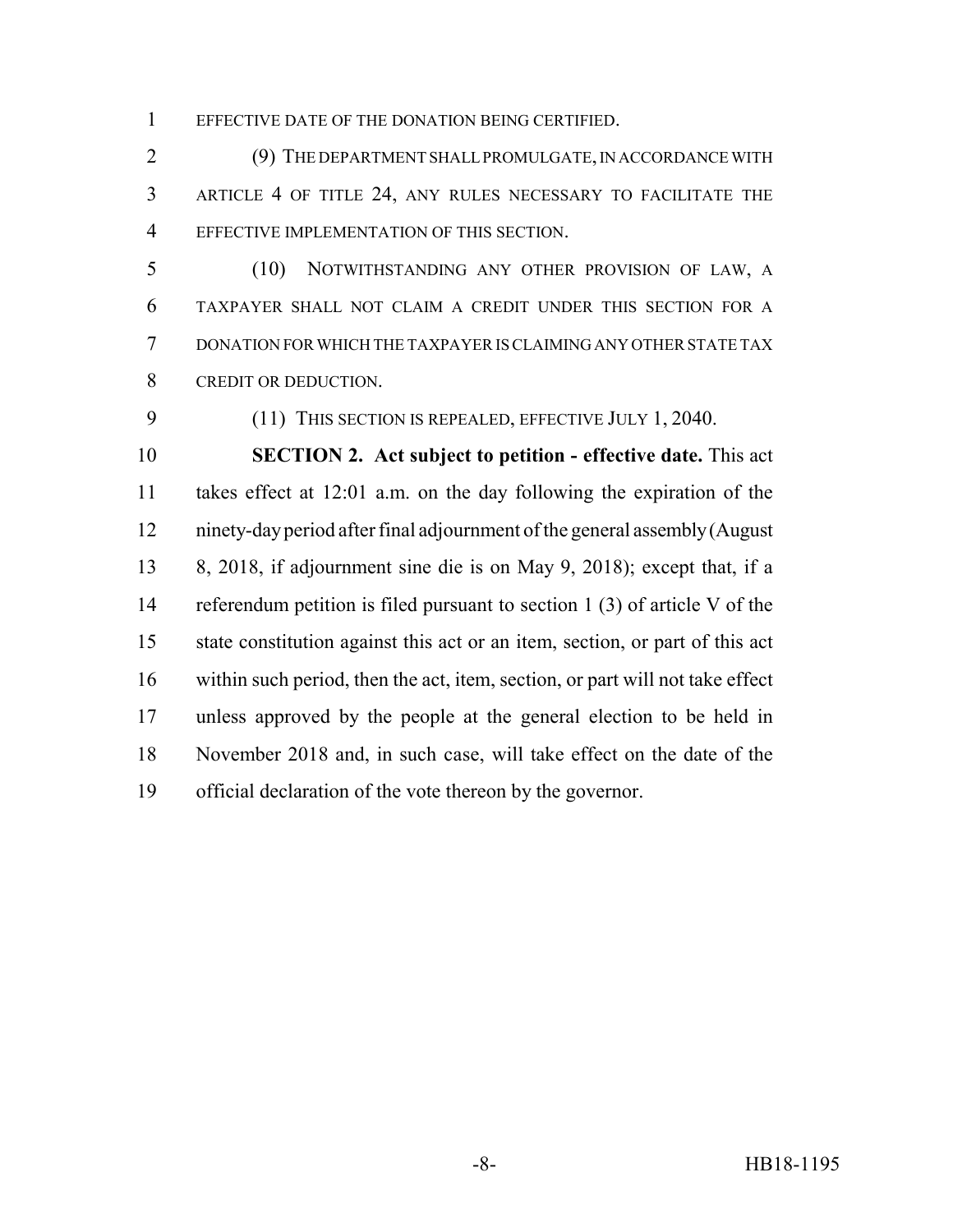EFFECTIVE DATE OF THE DONATION BEING CERTIFIED.

(9) THE DEPARTMENT SHALL PROMULGATE, IN ACCORDANCE WITH ARTICLE 4 OF TITLE 24, ANY RULES NECESSARY TO FACILITATE THE EFFECTIVE IMPLEMENTATION OF THIS SECTION.

(10) NOTWITHSTANDING ANY OTHER PROVISION OF LAW, A TAXPAYER SHALL NOT CLAIM A CREDIT UNDER THIS SECTION FOR A DONATION FOR WHICH THE TAXPAYER IS CLAIMING ANY OTHER STATE TAX CREDIT OR DEDUCTION.

(11) THIS SECTION IS REPEALED, EFFECTIVE JULY 1, 2040.

**SECTION 2. Act subject to petition - effective date.** This act takes effect at 12:01 a.m. on the day following the expiration of the ninety-day period after final adjournment of the general assembly (August 8, 2018, if adjournment sine die is on May 9, 2018); except that, if a referendum petition is filed pursuant to section 1 (3) of article V of the state constitution against this act or an item, section, or part of this act within such period, then the act, item, section, or part will not take effect unless approved by the people at the general election to be held in November 2018 and, in such case, will take effect on the date of the official declaration of the vote thereon by the governor.